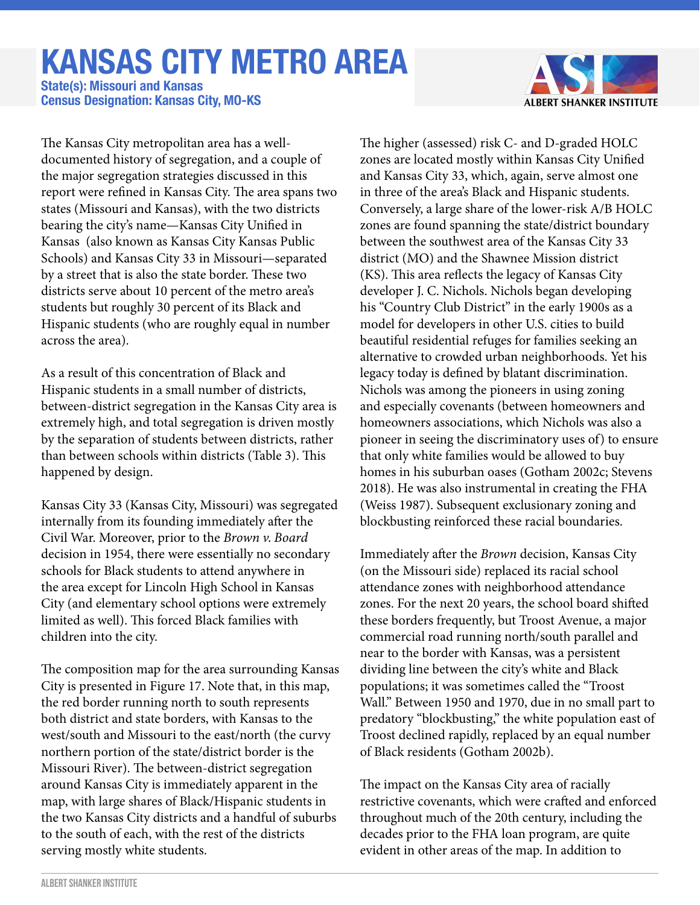# KANSAS CITY METRO AREA

**State(s): Missouri and Kansas**
**Census Designation: Kansas City, MO-KS**

The Kansas City metropolitan area has a well-documented history of segregation, and a couple of the major segregation strategies discussed in this report were refined in Kansas City. The area spans two states (Missouri and Kansas), with the two districts bearing the city's name—Kansas City Unified in Kansas (also known as Kansas City Kansas Public Schools) and Kansas City 33 in Missouri—separated by a street that is also the state border. These two districts serve about 10 percent of the metro area's students but roughly 30 percent of its Black and Hispanic students (who are roughly equal in number across the area).

As a result of this concentration of Black and Hispanic students in a small number of districts, between-district segregation in the Kansas City area is extremely high, and total segregation is driven mostly by the separation of students between districts, rather than between schools within districts (Table 3). This happened by design.

Kansas City 33 (Kansas City, Missouri) was segregated internally from its founding immediately after the Civil War. Moreover, prior to the *Brown v. Board* decision in 1954, there were essentially no secondary schools for Black students to attend anywhere in the area except for Lincoln High School in Kansas City (and elementary school options were extremely limited as well). This forced Black families with children into the city.

The composition map for the area surrounding Kansas City is presented in Figure 17. Note that, in this map, the red border running north to south represents both district and state borders, with Kansas to the west/south and Missouri to the east/north (the curvy northern portion of the state/district border is the Missouri River). The between-district segregation around Kansas City is immediately apparent in the map, with large shares of Black/Hispanic students in the two Kansas City districts and a handful of suburbs to the south of each, with the rest of the districts serving mostly white students.

The higher (assessed) risk C- and D-graded HOLC zones are located mostly within Kansas City Unified and Kansas City 33, which, again, serve almost one in three of the area's Black and Hispanic students. Conversely, a large share of the lower-risk A/B HOLC zones are found spanning the state/district boundary between the southwest area of the Kansas City 33 district (MO) and the Shawnee Mission district (KS). This area reflects the legacy of Kansas City developer J. C. Nichols. Nichols began developing his "Country Club District" in the early 1900s as a model for developers in other U.S. cities to build beautiful residential refuges for families seeking an alternative to crowded urban neighborhoods. Yet his legacy today is defined by blatant discrimination. Nichols was among the pioneers in using zoning and especially covenants (between homeowners and homeowners associations, which Nichols was also a pioneer in seeing the discriminatory uses of) to ensure that only white families would be allowed to buy homes in his suburban oases (Gotham 2002c; Stevens 2018). He was also instrumental in creating the FHA (Weiss 1987). Subsequent exclusionary zoning and blockbusting reinforced these racial boundaries.

Immediately after the *Brown* decision, Kansas City (on the Missouri side) replaced its racial school attendance zones with neighborhood attendance zones. For the next 20 years, the school board shifted these borders frequently, but Troost Avenue, a major commercial road running north/south parallel and near to the border with Kansas, was a persistent dividing line between the city's white and Black populations; it was sometimes called the "Troost Wall." Between 1950 and 1970, due in no small part to predatory "blockbusting," the white population east of Troost declined rapidly, replaced by an equal number of Black residents (Gotham 2002b).

The impact on the Kansas City area of racially restrictive covenants, which were crafted and enforced throughout much of the 20th century, including the decades prior to the FHA loan program, are quite evident in other areas of the map. In addition to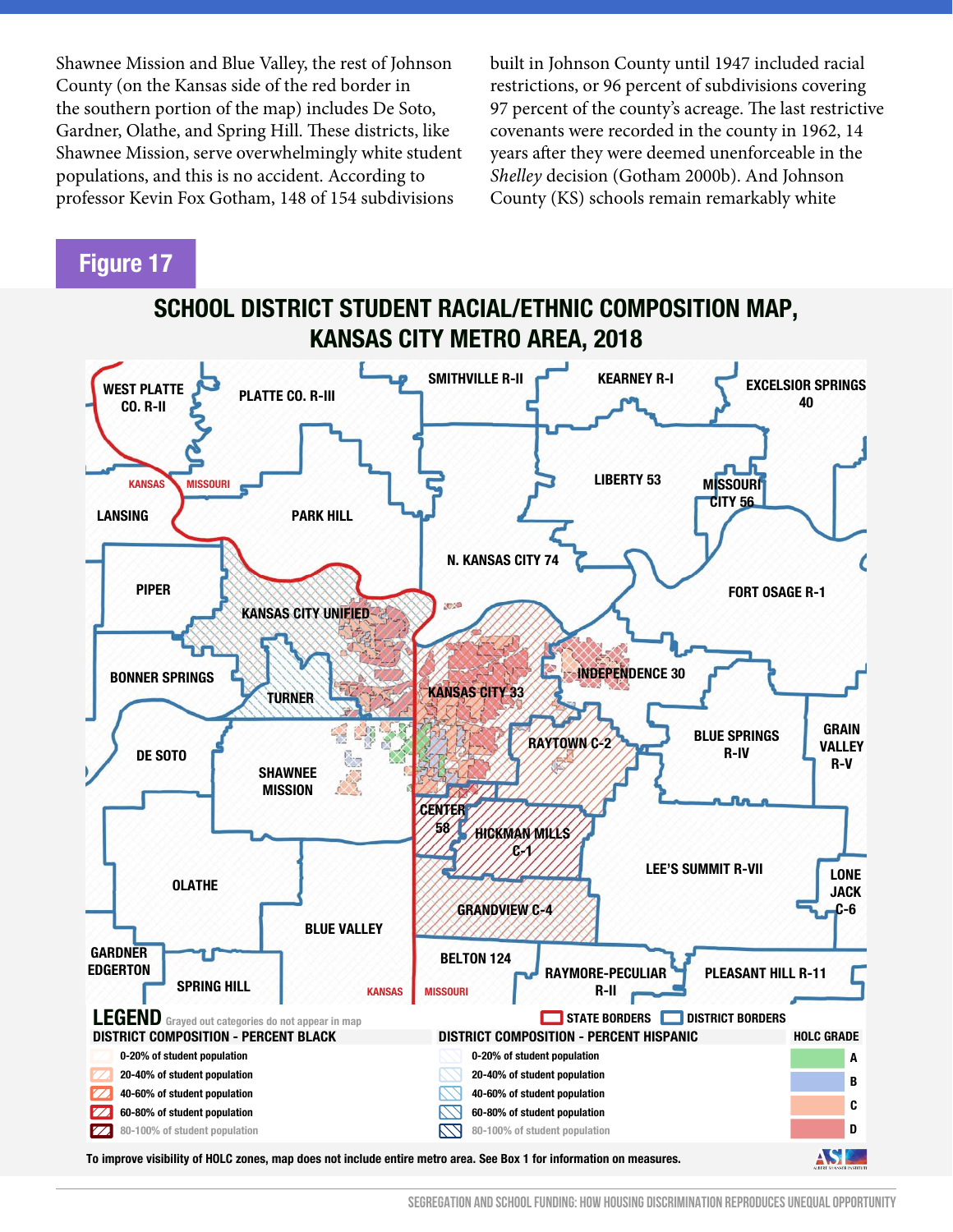Shawnee Mission and Blue Valley, the rest of Johnson County (on the Kansas side of the red border in the southern portion of the map) includes De Soto, Gardner, Olathe, and Spring Hill. These districts, like Shawnee Mission, serve overwhelmingly white student populations, and this is no accident. According to professor Kevin Fox Gotham, 148 of 154 subdivisions built in Johnson County until 1947 included racial restrictions, or 96 percent of subdivisions covering 97 percent of the county's acreage. The last restrictive covenants were recorded in the county in 1962, 14 years after they were deemed unenforceable in the *Shelley* decision (Gotham 2000b). And Johnson County (KS) schools remain remarkably white

## Figure 17

### SCHOOL DISTRICT STUDENT RACIAL/ETHNIC COMPOSITION MAP, KANSAS CITY METRO AREA, 2018

WEST PLATTE CO. R-II, PLATTE CO. R-III, SMITHVILLE R-II, KEARNEY R-I, EXCELSIOR SPRINGS 40, LIBERTY 53, MISSOURI CITY 56, LANSING, PARK HILL, N. KANSAS CITY 74, FORT OSAGE R-1, PIPER, KANSAS CITY UNIFIED, BONNER SPRINGS, TURNER, KANSAS CITY 33, INDEPENDENCE 30, DE SOTO, SHAWNEE MISSION, RAYTOWN C-2, BLUE SPRINGS R-IV, GRAIN VALLEY R-V, CENTER 58, HICKMAN MILLS C-1, LEE'S SUMMIT R-VII, LONE JACK C-6, OLATHE, GRANDVIEW C-4, BLUE VALLEY, GARDNER EDGERTON, SPRING HILL, BELTON 124, RAYMORE-PECULIAR R-II, PLEASANT HILL R-11, KANSAS, MISSOURI

**LEGEND** Grayed out categories do not appear in map

STATE BORDERS | DISTRICT BORDERS

**DISTRICT COMPOSITION - PERCENT BLACK**
- 0-20% of student population
- 20-40% of student population
- 40-60% of student population
- 60-80% of student population
- 80-100% of student population

**DISTRICT COMPOSITION - PERCENT HISPANIC**
- 0-20% of student population
- 20-40% of student population
- 40-60% of student population
- 60-80% of student population
- 80-100% of student population

**HOLC GRADE**
- A
- B
- C
- D

**To improve visibility of HOLC zones, map does not include entire metro area. See Box 1 for information on measures.**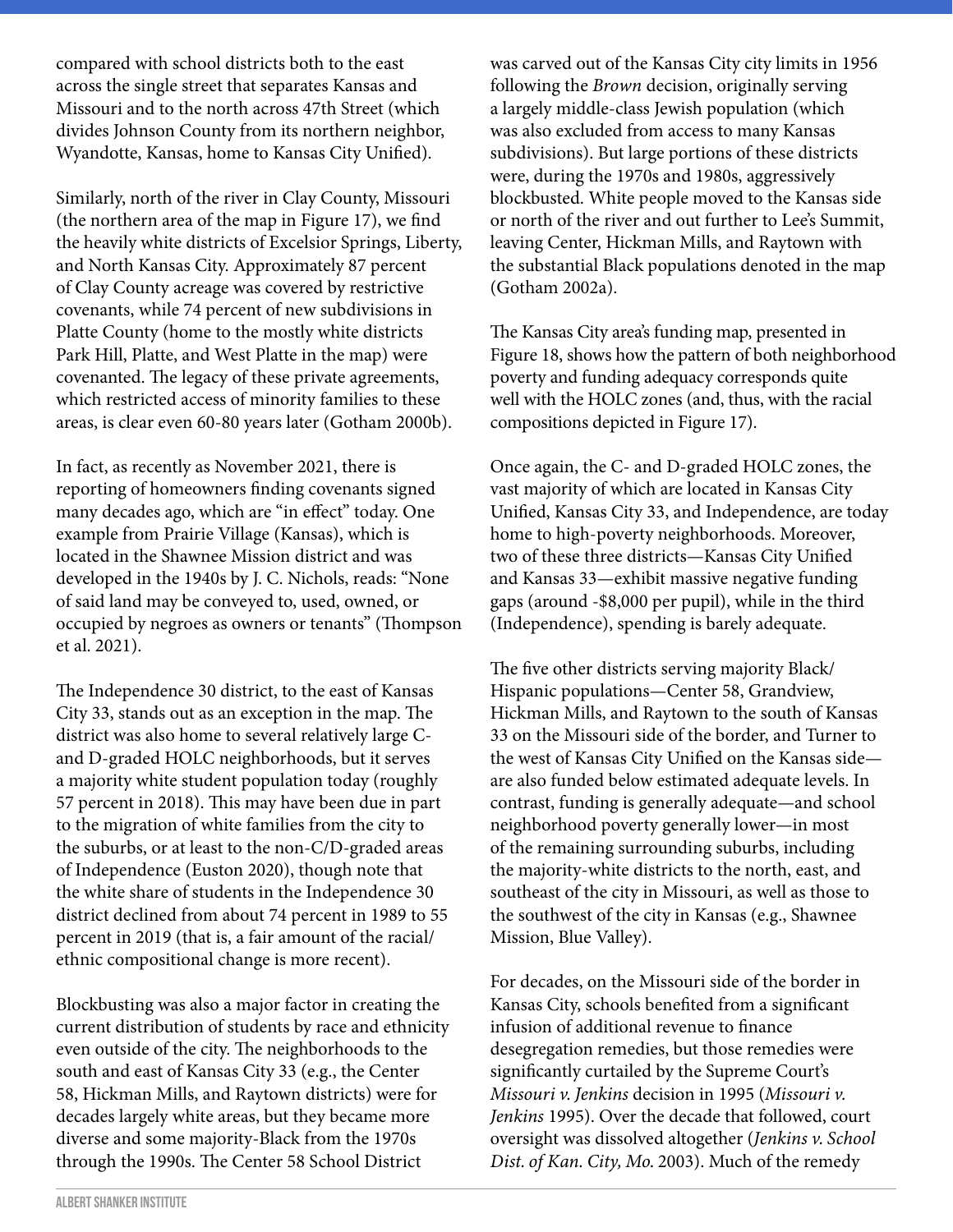compared with school districts both to the east across the single street that separates Kansas and Missouri and to the north across 47th Street (which divides Johnson County from its northern neighbor, Wyandotte, Kansas, home to Kansas City Unified).

Similarly, north of the river in Clay County, Missouri (the northern area of the map in Figure 17), we find the heavily white districts of Excelsior Springs, Liberty, and North Kansas City. Approximately 87 percent of Clay County acreage was covered by restrictive covenants, while 74 percent of new subdivisions in Platte County (home to the mostly white districts Park Hill, Platte, and West Platte in the map) were covenanted. The legacy of these private agreements, which restricted access of minority families to these areas, is clear even 60-80 years later (Gotham 2000b).

In fact, as recently as November 2021, there is reporting of homeowners finding covenants signed many decades ago, which are "in effect" today. One example from Prairie Village (Kansas), which is located in the Shawnee Mission district and was developed in the 1940s by J. C. Nichols, reads: "None of said land may be conveyed to, used, owned, or occupied by negroes as owners or tenants" (Thompson et al. 2021).

The Independence 30 district, to the east of Kansas City 33, stands out as an exception in the map. The district was also home to several relatively large C- and D-graded HOLC neighborhoods, but it serves a majority white student population today (roughly 57 percent in 2018). This may have been due in part to the migration of white families from the city to the suburbs, or at least to the non-C/D-graded areas of Independence (Euston 2020), though note that the white share of students in the Independence 30 district declined from about 74 percent in 1989 to 55 percent in 2019 (that is, a fair amount of the racial/ethnic compositional change is more recent).

Blockbusting was also a major factor in creating the current distribution of students by race and ethnicity even outside of the city. The neighborhoods to the south and east of Kansas City 33 (e.g., the Center 58, Hickman Mills, and Raytown districts) were for decades largely white areas, but they became more diverse and some majority-Black from the 1970s through the 1990s. The Center 58 School District was carved out of the Kansas City city limits in 1956 following the *Brown* decision, originally serving a largely middle-class Jewish population (which was also excluded from access to many Kansas subdivisions). But large portions of these districts were, during the 1970s and 1980s, aggressively blockbusted. White people moved to the Kansas side or north of the river and out further to Lee's Summit, leaving Center, Hickman Mills, and Raytown with the substantial Black populations denoted in the map (Gotham 2002a).

The Kansas City area's funding map, presented in Figure 18, shows how the pattern of both neighborhood poverty and funding adequacy corresponds quite well with the HOLC zones (and, thus, with the racial compositions depicted in Figure 17).

Once again, the C- and D-graded HOLC zones, the vast majority of which are located in Kansas City Unified, Kansas City 33, and Independence, are today home to high-poverty neighborhoods. Moreover, two of these three districts—Kansas City Unified and Kansas 33—exhibit massive negative funding gaps (around -$8,000 per pupil), while in the third (Independence), spending is barely adequate.

The five other districts serving majority Black/Hispanic populations—Center 58, Grandview, Hickman Mills, and Raytown to the south of Kansas 33 on the Missouri side of the border, and Turner to the west of Kansas City Unified on the Kansas side—are also funded below estimated adequate levels. In contrast, funding is generally adequate—and school neighborhood poverty generally lower—in most of the remaining surrounding suburbs, including the majority-white districts to the north, east, and southeast of the city in Missouri, as well as those to the southwest of the city in Kansas (e.g., Shawnee Mission, Blue Valley).

For decades, on the Missouri side of the border in Kansas City, schools benefited from a significant infusion of additional revenue to finance desegregation remedies, but those remedies were significantly curtailed by the Supreme Court's *Missouri v. Jenkins* decision in 1995 (*Missouri v. Jenkins* 1995). Over the decade that followed, court oversight was dissolved altogether (*Jenkins v. School Dist. of Kan. City, Mo.* 2003). Much of the remedy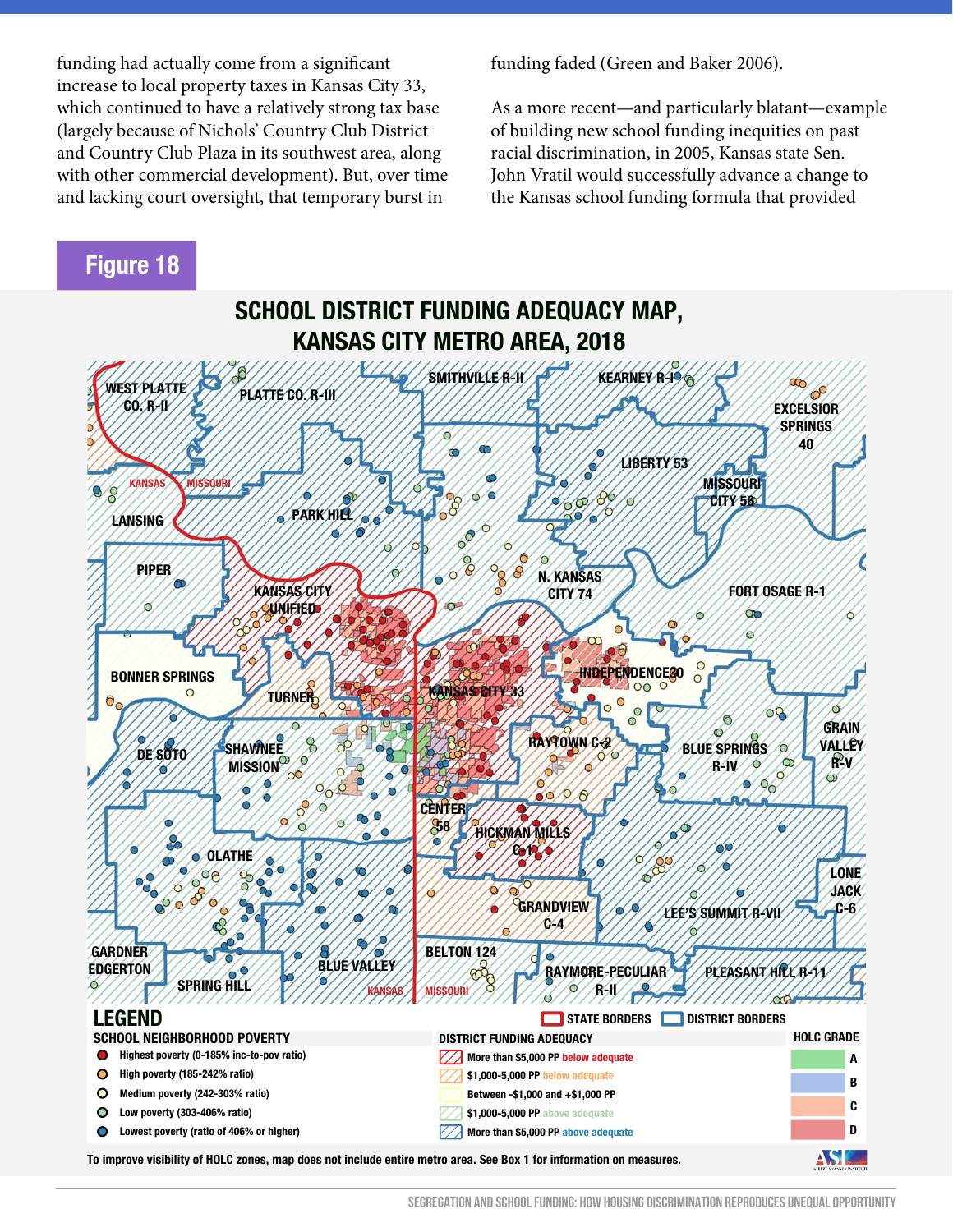funding had actually come from a significant increase to local property taxes in Kansas City 33, which continued to have a relatively strong tax base (largely because of Nichols' Country Club District and Country Club Plaza in its southwest area, along with other commercial development). But, over time and lacking court oversight, that temporary burst in funding faded (Green and Baker 2006).

As a more recent—and particularly blatant—example of building new school funding inequities on past racial discrimination, in 2005, Kansas state Sen. John Vratil would successfully advance a change to the Kansas school funding formula that provided

## Figure 18

### SCHOOL DISTRICT FUNDING ADEQUACY MAP, KANSAS CITY METRO AREA, 2018

**LEGEND**

**SCHOOL NEIGHBORHOOD POVERTY**
- Highest poverty (0-185% inc-to-pov ratio)
- High poverty (185-242% ratio)
- Medium poverty (242-303% ratio)
- Low poverty (303-406% ratio)
- Lowest poverty (ratio of 406% or higher)

**DISTRICT FUNDING ADEQUACY**
- More than $5,000 PP below adequate
- $1,000-5,000 PP below adequate
- Between -$1,000 and +$1,000 PP
- $1,000-5,000 PP above adequate
- More than $5,000 PP above adequate

STATE BORDERS / DISTRICT BORDERS

**HOLC GRADE**: A, B, C, D

To improve visibility of HOLC zones, map does not include entire metro area. See Box 1 for information on measures.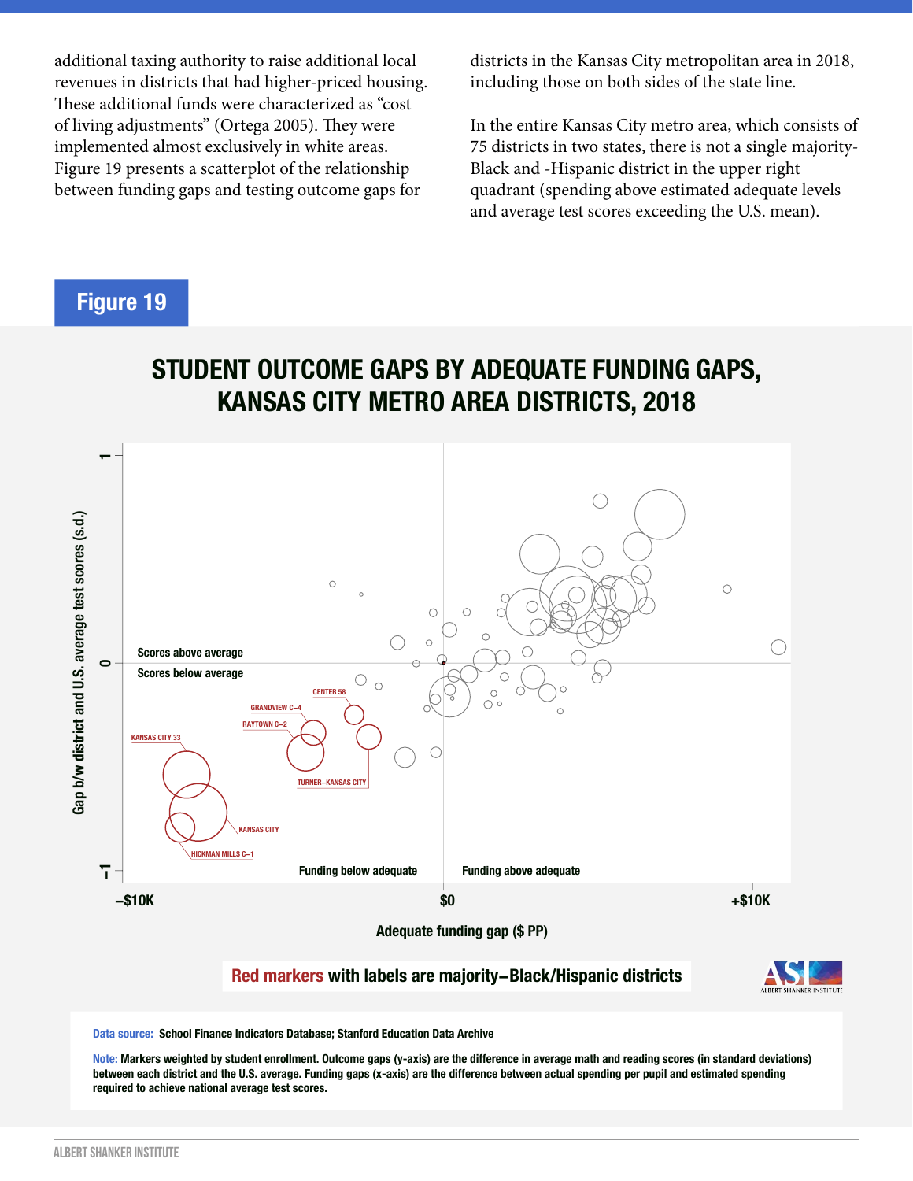additional taxing authority to raise additional local revenues in districts that had higher-priced housing. These additional funds were characterized as "cost of living adjustments" (Ortega 2005). They were implemented almost exclusively in white areas. Figure 19 presents a scatterplot of the relationship between funding gaps and testing outcome gaps for districts in the Kansas City metropolitan area in 2018, including those on both sides of the state line.

In the entire Kansas City metro area, which consists of 75 districts in two states, there is not a single majority-Black and -Hispanic district in the upper right quadrant (spending above estimated adequate levels and average test scores exceeding the U.S. mean).

## Figure 19

### STUDENT OUTCOME GAPS BY ADEQUATE FUNDING GAPS, KANSAS CITY METRO AREA DISTRICTS, 2018

Red markers with labels are majority–Black/Hispanic districts

**Data source:** School Finance Indicators Database; Stanford Education Data Archive

**Note:** Markers weighted by student enrollment. Outcome gaps (y-axis) are the difference in average math and reading scores (in standard deviations) between each district and the U.S. average. Funding gaps (x-axis) are the difference between actual spending per pupil and estimated spending required to achieve national average test scores.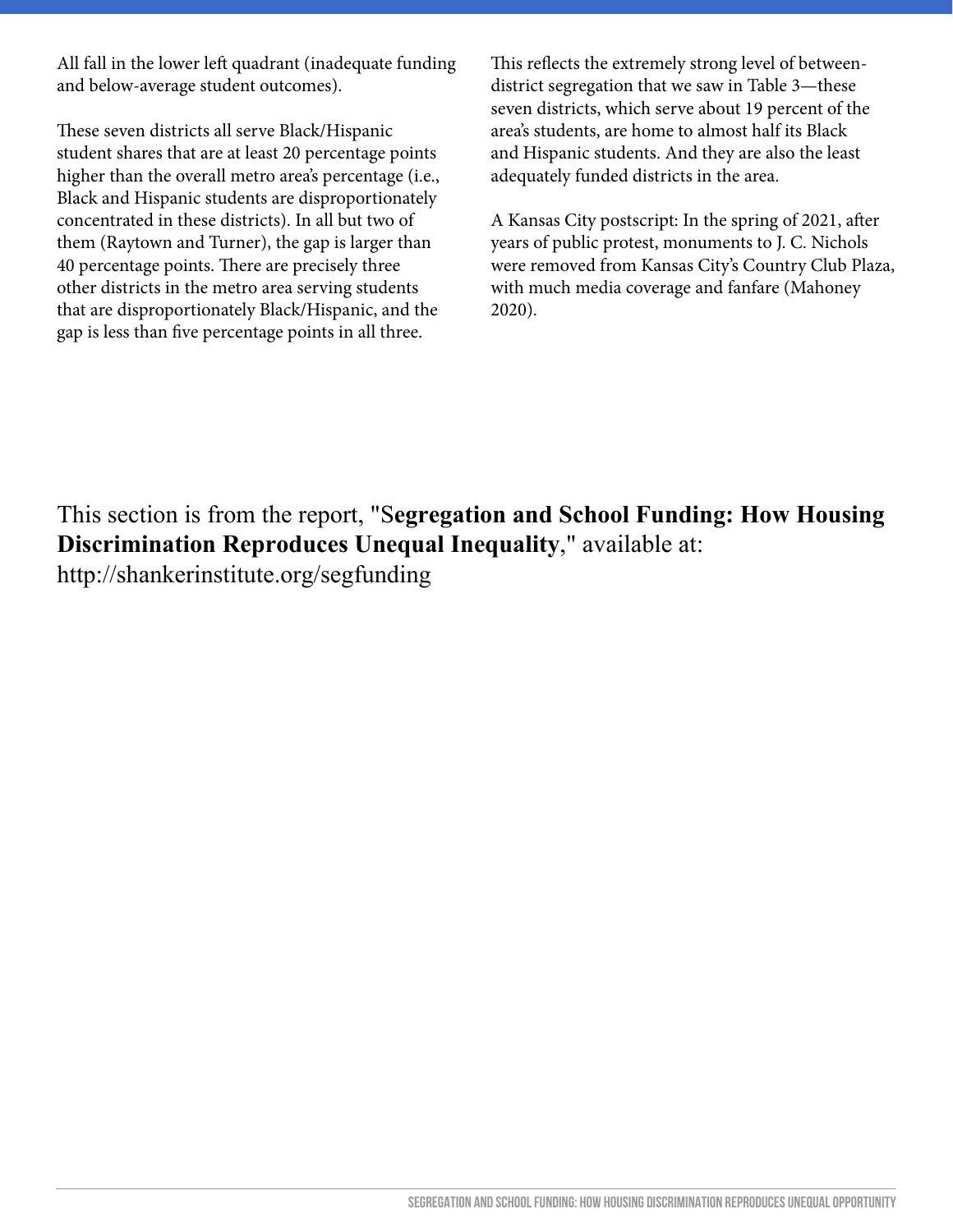All fall in the lower left quadrant (inadequate funding and below-average student outcomes).

These seven districts all serve Black/Hispanic student shares that are at least 20 percentage points higher than the overall metro area's percentage (i.e., Black and Hispanic students are disproportionately concentrated in these districts). In all but two of them (Raytown and Turner), the gap is larger than 40 percentage points. There are precisely three other districts in the metro area serving students that are disproportionately Black/Hispanic, and the gap is less than five percentage points in all three.

This reflects the extremely strong level of between-district segregation that we saw in Table 3—these seven districts, which serve about 19 percent of the area's students, are home to almost half its Black and Hispanic students. And they are also the least adequately funded districts in the area.

A Kansas City postscript: In the spring of 2021, after years of public protest, monuments to J. C. Nichols were removed from Kansas City's Country Club Plaza, with much media coverage and fanfare (Mahoney 2020).

This section is from the report, "**Segregation and School Funding: How Housing Discrimination Reproduces Unequal Inequality**," available at: http://shankerinstitute.org/segfunding